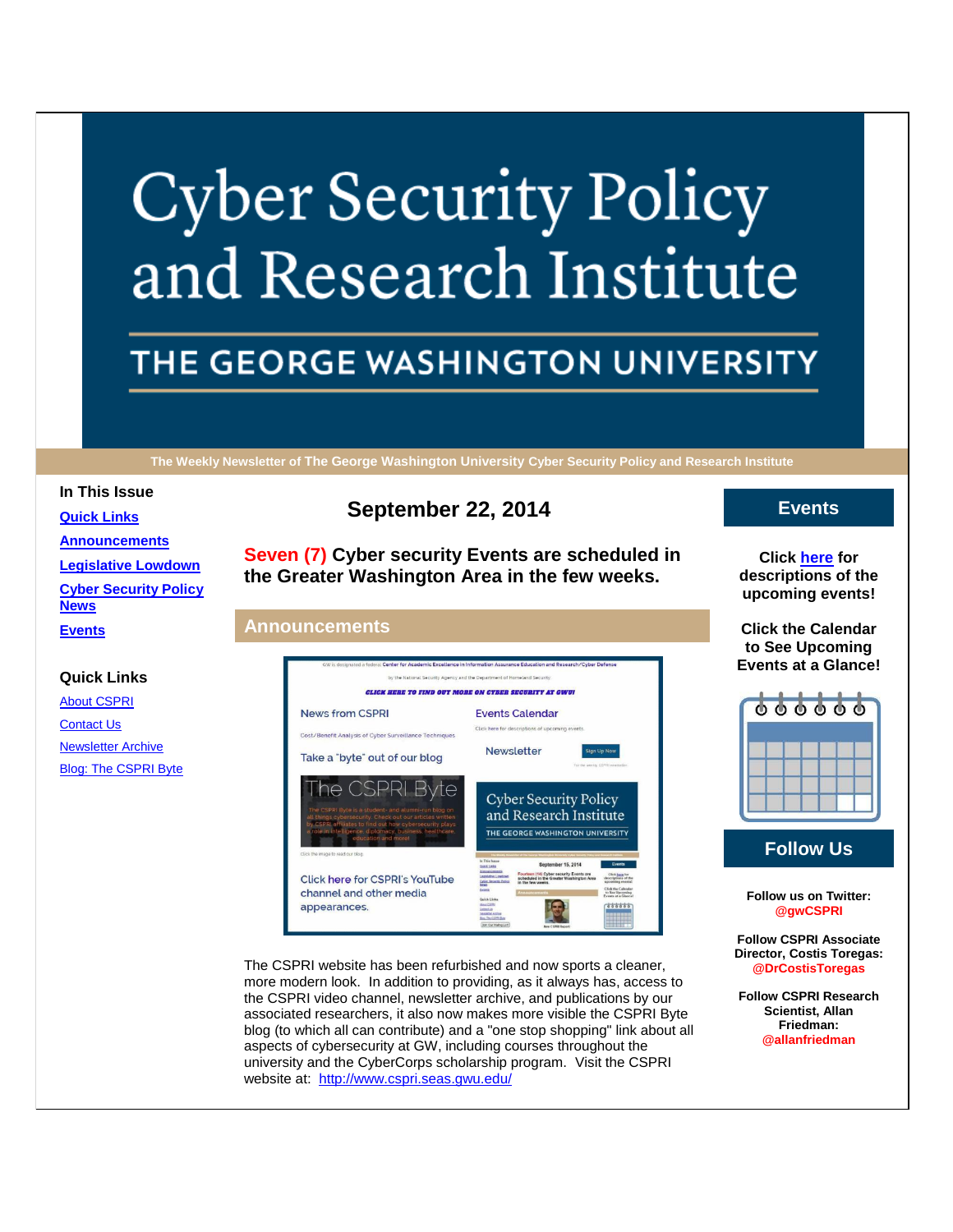# Cyber Security Policy and Research Institute

## THE GEORGE WASHINGTON UNIVERSITY

The Weekly Newsletter of The George Washington University Cyber Security Policy and Research Institute

**In This Issue**

- [Quick Links]
- [Announcements]
- [Legislative Lowdown]
- [Cyber Security Policy News]
- [Events]

**Quick Links**

- About CSPRI
- Contact Us
- Newsletter Archive
- Blog: The CSPRI Byte

## September 22, 2014

**Seven (7) Cyber security Events are scheduled in the Greater Washington Area in the few weeks.**

## Announcements

The CSPRI website has been refurbished and now sports a cleaner, more modern look. In addition to providing, as it always has, access to the CSPRI video channel, newsletter archive, and publications by our associated researchers, it also now makes more visible the CSPRI Byte blog (to which all can contribute) and a "one stop shopping" link about all aspects of cybersecurity at GW, including courses throughout the university and the CyberCorps scholarship program. Visit the CSPRI website at: http://www.cspri.seas.gwu.edu/

## Events

**Click here for descriptions of the upcoming events!**

**Click the Calendar to See Upcoming Events at a Glance!**

## Follow Us

**Follow us on Twitter: @gwCSPRI**

**Follow CSPRI Associate Director, Costis Toregas: @DrCostisToregas**

**Follow CSPRI Research Scientist, Allan Friedman: @allanfriedman**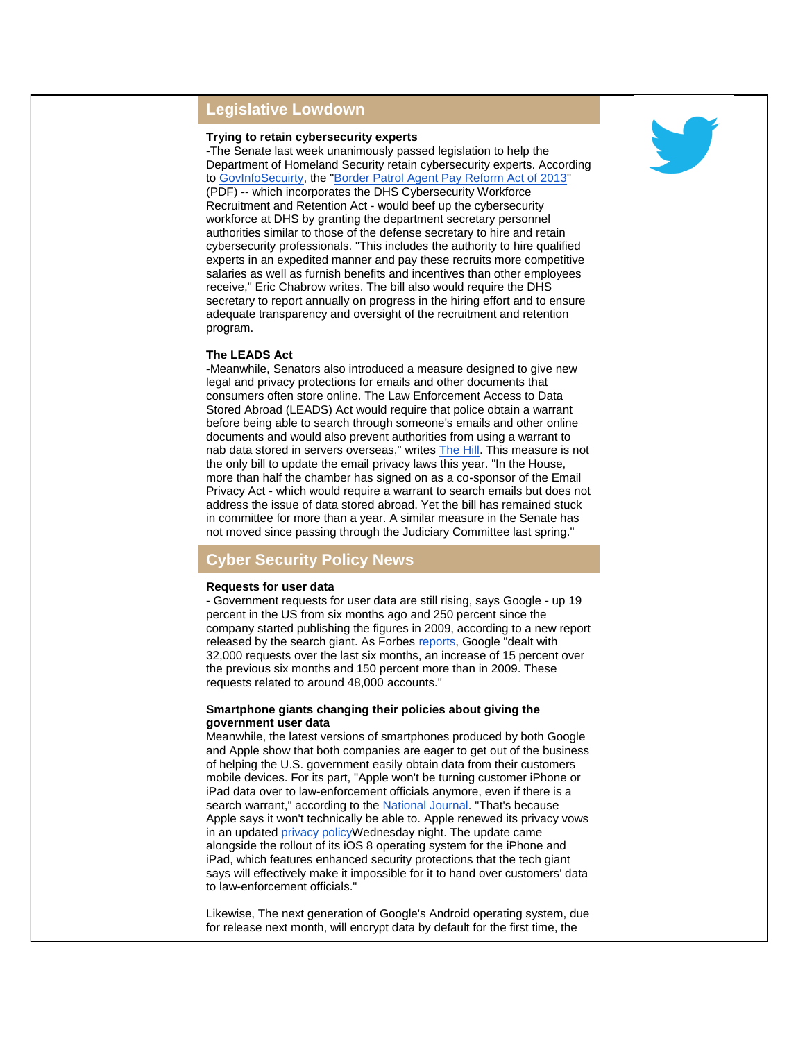## Legislative Lowdown

**Trying to retain cybersecurity experts**

-The Senate last week unanimously passed legislation to help the Department of Homeland Security retain cybersecurity experts. According to GovInfoSecuirty, the "Border Patrol Agent Pay Reform Act of 2013" (PDF) -- which incorporates the DHS Cybersecurity Workforce Recruitment and Retention Act - would beef up the cybersecurity workforce at DHS by granting the department secretary personnel authorities similar to those of the defense secretary to hire and retain cybersecurity professionals. "This includes the authority to hire qualified experts in an expedited manner and pay these recruits more competitive salaries as well as furnish benefits and incentives than other employees receive," Eric Chabrow writes. The bill also would require the DHS secretary to report annually on progress in the hiring effort and to ensure adequate transparency and oversight of the recruitment and retention program.

**The LEADS Act**

-Meanwhile, Senators also introduced a measure designed to give new legal and privacy protections for emails and other documents that consumers often store online. The Law Enforcement Access to Data Stored Abroad (LEADS) Act would require that police obtain a warrant before being able to search through someone's emails and other online documents and would also prevent authorities from using a warrant to nab data stored in servers overseas," writes The Hill. This measure is not the only bill to update the email privacy laws this year. "In the House, more than half the chamber has signed on as a co-sponsor of the Email Privacy Act - which would require a warrant to search emails but does not address the issue of data stored abroad. Yet the bill has remained stuck in committee for more than a year. A similar measure in the Senate has not moved since passing through the Judiciary Committee last spring."

## Cyber Security Policy News

**Requests for user data**

- Government requests for user data are still rising, says Google - up 19 percent in the US from six months ago and 250 percent since the company started publishing the figures in 2009, according to a new report released by the search giant. As Forbes reports, Google "dealt with 32,000 requests over the last six months, an increase of 15 percent over the previous six months and 150 percent more than in 2009. These requests related to around 48,000 accounts."

**Smartphone giants changing their policies about giving the government user data**

Meanwhile, the latest versions of smartphones produced by both Google and Apple show that both companies are eager to get out of the business of helping the U.S. government easily obtain data from their customers mobile devices. For its part, "Apple won't be turning customer iPhone or iPad data over to law-enforcement officials anymore, even if there is a search warrant," according to the National Journal. "That's because Apple says it won't technically be able to. Apple renewed its privacy vows in an updated privacy policyWednesday night. The update came alongside the rollout of its iOS 8 operating system for the iPhone and iPad, which features enhanced security protections that the tech giant says will effectively make it impossible for it to hand over customers' data to law-enforcement officials."

Likewise, The next generation of Google's Android operating system, due for release next month, will encrypt data by default for the first time, the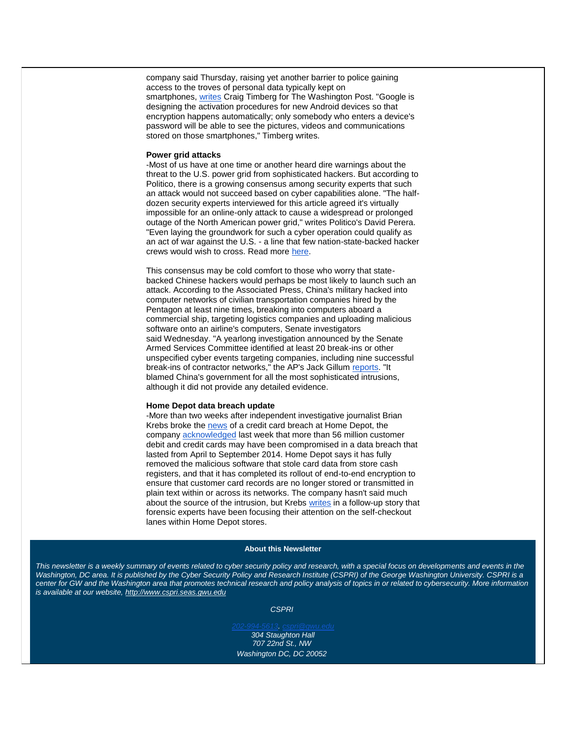company said Thursday, raising yet another barrier to police gaining access to the troves of personal data typically kept on smartphones, writes Craig Timberg for The Washington Post. "Google is designing the activation procedures for new Android devices so that encryption happens automatically; only somebody who enters a device's password will be able to see the pictures, videos and communications stored on those smartphones," Timberg writes.

**Power grid attacks**

-Most of us have at one time or another heard dire warnings about the threat to the U.S. power grid from sophisticated hackers. But according to Politico, there is a growing consensus among security experts that such an attack would not succeed based on cyber capabilities alone. "The half-dozen security experts interviewed for this article agreed it's virtually impossible for an online-only attack to cause a widespread or prolonged outage of the North American power grid," writes Politico's David Perera. "Even laying the groundwork for such a cyber operation could qualify as an act of war against the U.S. - a line that few nation-state-backed hacker crews would wish to cross. Read more here.

This consensus may be cold comfort to those who worry that state-backed Chinese hackers would perhaps be most likely to launch such an attack. According to the Associated Press, China's military hacked into computer networks of civilian transportation companies hired by the Pentagon at least nine times, breaking into computers aboard a commercial ship, targeting logistics companies and uploading malicious software onto an airline's computers, Senate investigators said Wednesday. "A yearlong investigation announced by the Senate Armed Services Committee identified at least 20 break-ins or other unspecified cyber events targeting companies, including nine successful break-ins of contractor networks," the AP's Jack Gillum reports. "It blamed China's government for all the most sophisticated intrusions, although it did not provide any detailed evidence.

**Home Depot data breach update**

-More than two weeks after independent investigative journalist Brian Krebs broke the news of a credit card breach at Home Depot, the company acknowledged last week that more than 56 million customer debit and credit cards may have been compromised in a data breach that lasted from April to September 2014. Home Depot says it has fully removed the malicious software that stole card data from store cash registers, and that it has completed its rollout of end-to-end encryption to ensure that customer card records are no longer stored or transmitted in plain text within or across its networks. The company hasn't said much about the source of the intrusion, but Krebs writes in a follow-up story that forensic experts have been focusing their attention on the self-checkout lanes within Home Depot stores.

**About this Newsletter**

*This newsletter is a weekly summary of events related to cyber security policy and research, with a special focus on developments and events in the Washington, DC area. It is published by the Cyber Security Policy and Research Institute (CSPRI) of the George Washington University. CSPRI is a center for GW and the Washington area that promotes technical research and policy analysis of topics in or related to cybersecurity. More information is available at our website, http://www.cspri.seas.gwu.edu*

*CSPRI*

*202-994-5613, cspri@gwu.edu*
*304 Staughton Hall*
*707 22nd St., NW*
*Washington DC, DC 20052*